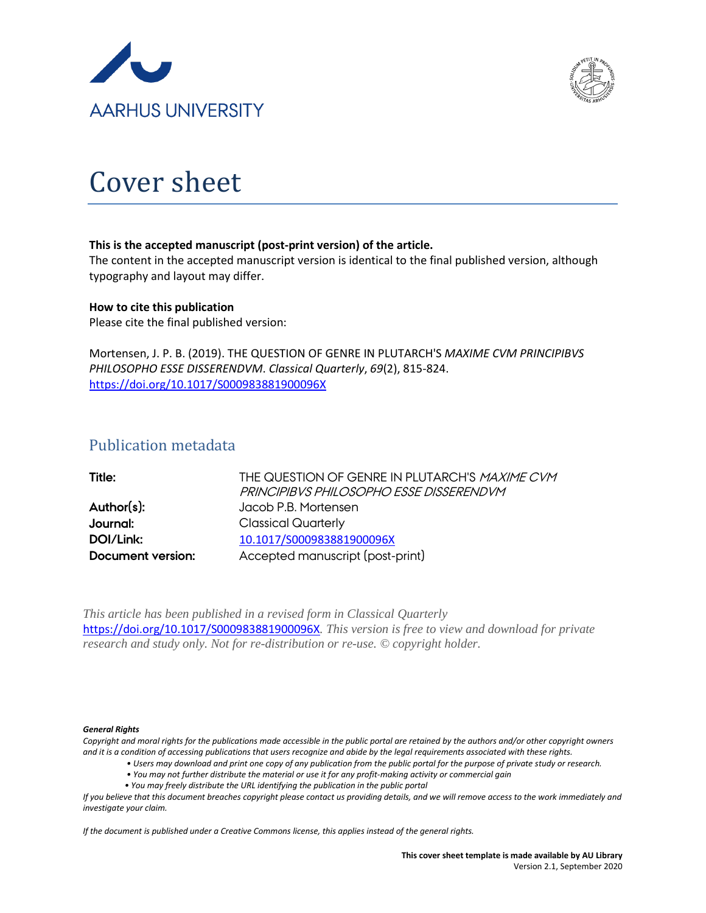AARHUS UNIVERSITY

# Cover sheet

**This is the accepted manuscript (post-print version) of the article.**
The content in the accepted manuscript version is identical to the final published version, although typography and layout may differ.

**How to cite this publication**
Please cite the final published version:

Mortensen, J. P. B. (2019). THE QUESTION OF GENRE IN PLUTARCH'S *MAXIME CVM PRINCIPIBVS PHILOSOPHO ESSE DISSERENDVM*. *Classical Quarterly*, *69*(2), 815-824. https://doi.org/10.1017/S000983881900096X

## Publication metadata

| | |
|---|---|
| **Title:** | THE QUESTION OF GENRE IN PLUTARCH'S *MAXIME CVM PRINCIPIBVS PHILOSOPHO ESSE DISSERENDVM* |
| **Author(s):** | Jacob P.B. Mortensen |
| **Journal:** | Classical Quarterly |
| **DOI/Link:** | 10.1017/S000983881900096X |
| **Document version:** | Accepted manuscript (post-print) |

*This article has been published in a revised form in Classical Quarterly* https://doi.org/10.1017/S000983881900096X*. This version is free to view and download for private research and study only. Not for re-distribution or re-use. © copyright holder.*

***General Rights***
*Copyright and moral rights for the publications made accessible in the public portal are retained by the authors and/or other copyright owners and it is a condition of accessing publications that users recognize and abide by the legal requirements associated with these rights.*

- *Users may download and print one copy of any publication from the public portal for the purpose of private study or research.*
- *You may not further distribute the material or use it for any profit-making activity or commercial gain*
- *You may freely distribute the URL identifying the publication in the public portal*

*If you believe that this document breaches copyright please contact us providing details, and we will remove access to the work immediately and investigate your claim.*

*If the document is published under a Creative Commons license, this applies instead of the general rights.*

**This cover sheet template is made available by AU Library**
Version 2.1, September 2020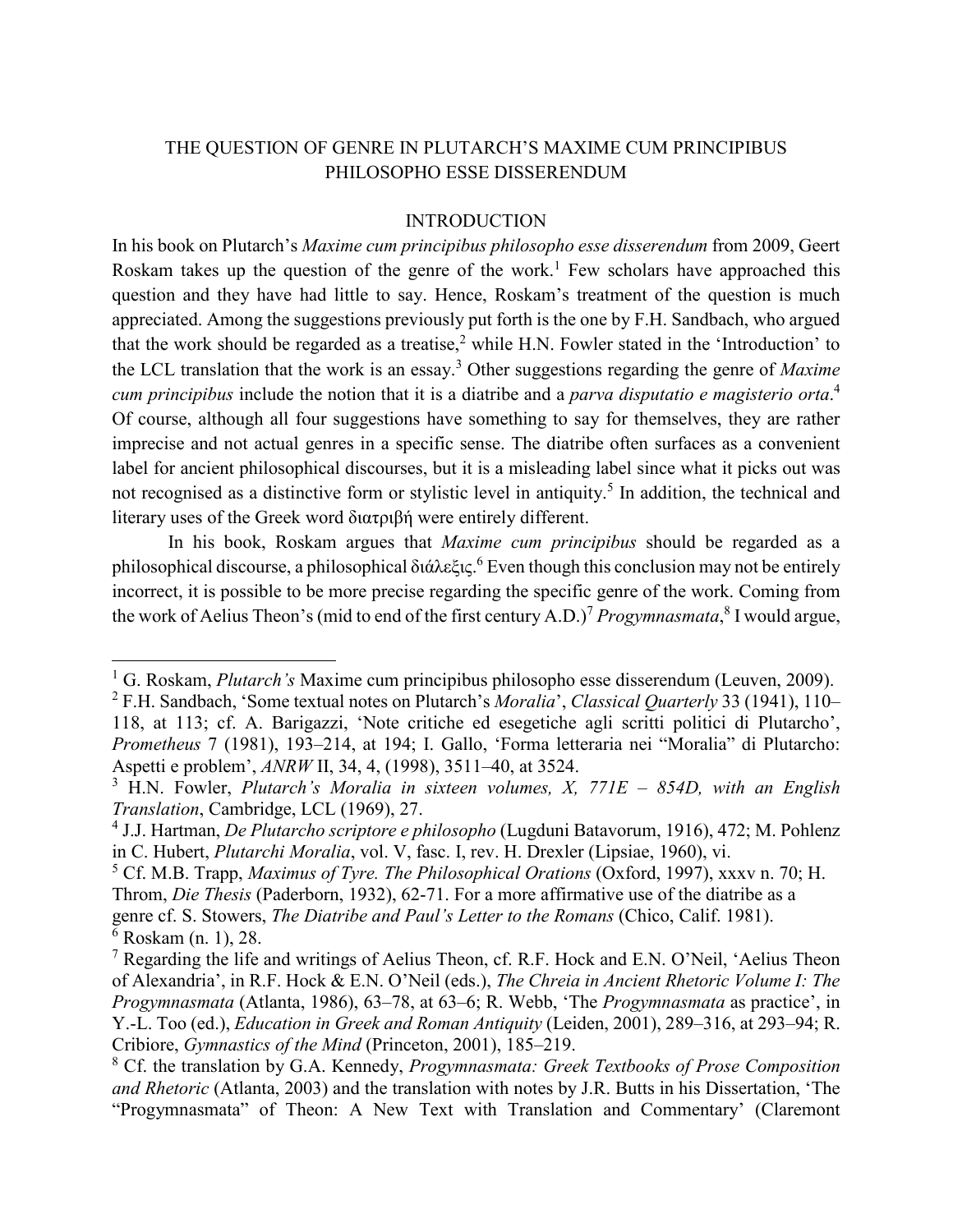# THE QUESTION OF GENRE IN PLUTARCH'S MAXIME CUM PRINCIPIBUS PHILOSOPHO ESSE DISSERENDUM

## INTRODUCTION

In his book on Plutarch's *Maxime cum principibus philosopho esse disserendum* from 2009, Geert Roskam takes up the question of the genre of the work.[1] Few scholars have approached this question and they have had little to say. Hence, Roskam's treatment of the question is much appreciated. Among the suggestions previously put forth is the one by F.H. Sandbach, who argued that the work should be regarded as a treatise,[2] while H.N. Fowler stated in the 'Introduction' to the LCL translation that the work is an essay.[3] Other suggestions regarding the genre of *Maxime cum principibus* include the notion that it is a diatribe and a *parva disputatio e magisterio orta*.[4] Of course, although all four suggestions have something to say for themselves, they are rather imprecise and not actual genres in a specific sense. The diatribe often surfaces as a convenient label for ancient philosophical discourses, but it is a misleading label since what it picks out was not recognised as a distinctive form or stylistic level in antiquity.[5] In addition, the technical and literary uses of the Greek word διατριβή were entirely different.

In his book, Roskam argues that *Maxime cum principibus* should be regarded as a philosophical discourse, a philosophical διάλεξις.[6] Even though this conclusion may not be entirely incorrect, it is possible to be more precise regarding the specific genre of the work. Coming from the work of Aelius Theon's (mid to end of the first century A.D.)[7] *Progymnasmata*,[8] I would argue,

---

[1] G. Roskam, *Plutarch's* Maxime cum principibus philosopho esse disserendum (Leuven, 2009).

[2] F.H. Sandbach, 'Some textual notes on Plutarch's *Moralia*', *Classical Quarterly* 33 (1941), 110–118, at 113; cf. A. Barigazzi, 'Note critiche ed esegetiche agli scritti politici di Plutarcho', *Prometheus* 7 (1981), 193–214, at 194; I. Gallo, 'Forma letteraria nei "Moralia" di Plutarcho: Aspetti e problem', *ANRW* II, 34, 4, (1998), 3511–40, at 3524.

[3] H.N. Fowler, *Plutarch's Moralia in sixteen volumes, X, 771E – 854D, with an English Translation*, Cambridge, LCL (1969), 27.

[4] J.J. Hartman, *De Plutarcho scriptore e philosopho* (Lugduni Batavorum, 1916), 472; M. Pohlenz in C. Hubert, *Plutarchi Moralia*, vol. V, fasc. I, rev. H. Drexler (Lipsiae, 1960), vi.

[5] Cf. M.B. Trapp, *Maximus of Tyre. The Philosophical Orations* (Oxford, 1997), xxxv n. 70; H. Throm, *Die Thesis* (Paderborn, 1932), 62-71. For a more affirmative use of the diatribe as a genre cf. S. Stowers, *The Diatribe and Paul's Letter to the Romans* (Chico, Calif. 1981).

[6] Roskam (n. 1), 28.

[7] Regarding the life and writings of Aelius Theon, cf. R.F. Hock and E.N. O'Neil, 'Aelius Theon of Alexandria', in R.F. Hock & E.N. O'Neil (eds.), *The Chreia in Ancient Rhetoric Volume I: The Progymnasmata* (Atlanta, 1986), 63–78, at 63–6; R. Webb, 'The *Progymnasmata* as practice', in Y.-L. Too (ed.), *Education in Greek and Roman Antiquity* (Leiden, 2001), 289–316, at 293–94; R. Cribiore, *Gymnastics of the Mind* (Princeton, 2001), 185–219.

[8] Cf. the translation by G.A. Kennedy, *Progymnasmata: Greek Textbooks of Prose Composition and Rhetoric* (Atlanta, 2003) and the translation with notes by J.R. Butts in his Dissertation, 'The "Progymnasmata" of Theon: A New Text with Translation and Commentary' (Claremont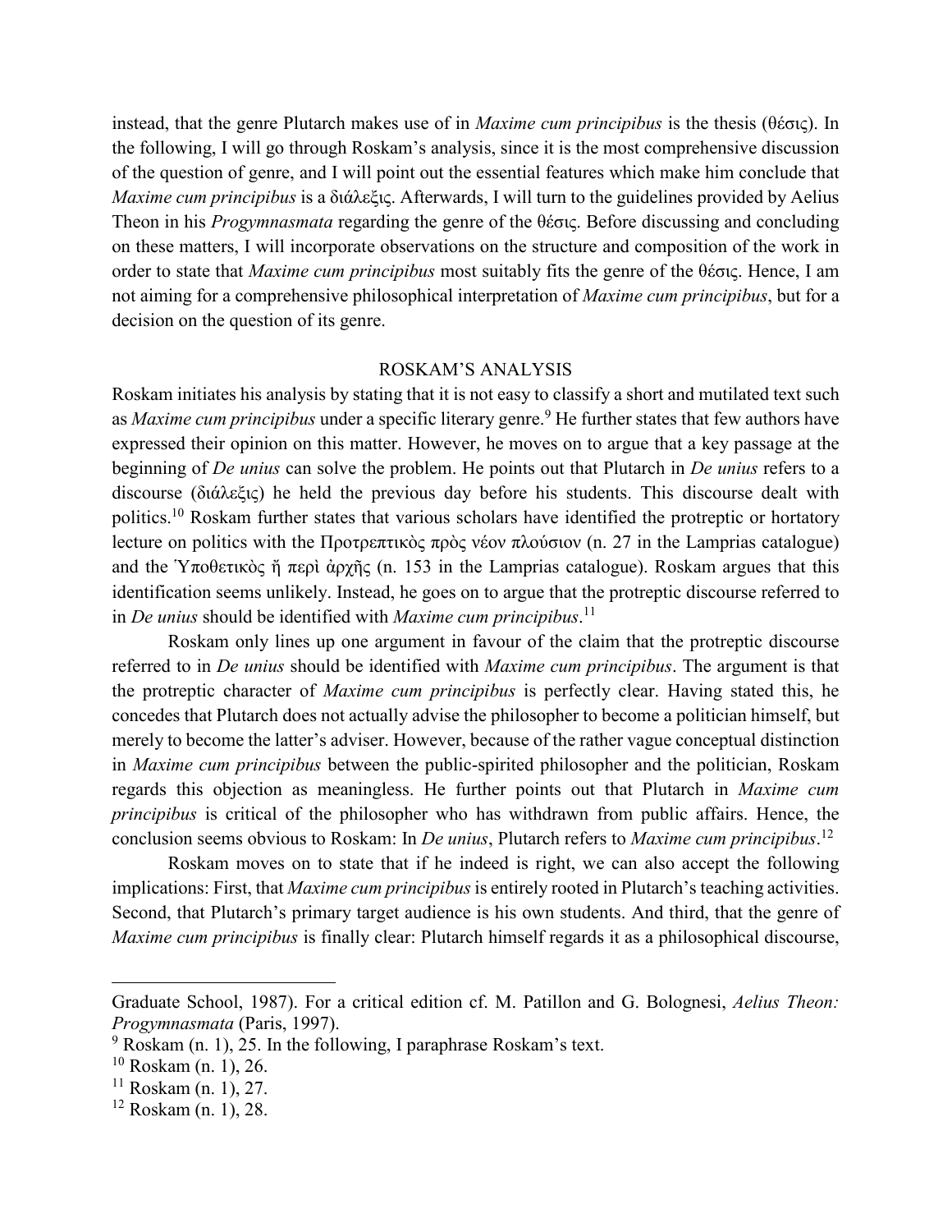instead, that the genre Plutarch makes use of in *Maxime cum principibus* is the thesis (θέσις). In the following, I will go through Roskam's analysis, since it is the most comprehensive discussion of the question of genre, and I will point out the essential features which make him conclude that *Maxime cum principibus* is a διάλεξις. Afterwards, I will turn to the guidelines provided by Aelius Theon in his *Progymnasmata* regarding the genre of the θέσις. Before discussing and concluding on these matters, I will incorporate observations on the structure and composition of the work in order to state that *Maxime cum principibus* most suitably fits the genre of the θέσις. Hence, I am not aiming for a comprehensive philosophical interpretation of *Maxime cum principibus*, but for a decision on the question of its genre.

## ROSKAM'S ANALYSIS

Roskam initiates his analysis by stating that it is not easy to classify a short and mutilated text such as *Maxime cum principibus* under a specific literary genre.[9] He further states that few authors have expressed their opinion on this matter. However, he moves on to argue that a key passage at the beginning of *De unius* can solve the problem. He points out that Plutarch in *De unius* refers to a discourse (διάλεξις) he held the previous day before his students. This discourse dealt with politics.[10] Roskam further states that various scholars have identified the protreptic or hortatory lecture on politics with the Προτρεπτικὸς πρὸς νέον πλούσιον (n. 27 in the Lamprias catalogue) and the Ὑποθετικὸς ἤ περὶ ἀρχῆς (n. 153 in the Lamprias catalogue). Roskam argues that this identification seems unlikely. Instead, he goes on to argue that the protreptic discourse referred to in *De unius* should be identified with *Maxime cum principibus*.[11]

Roskam only lines up one argument in favour of the claim that the protreptic discourse referred to in *De unius* should be identified with *Maxime cum principibus*. The argument is that the protreptic character of *Maxime cum principibus* is perfectly clear. Having stated this, he concedes that Plutarch does not actually advise the philosopher to become a politician himself, but merely to become the latter's adviser. However, because of the rather vague conceptual distinction in *Maxime cum principibus* between the public-spirited philosopher and the politician, Roskam regards this objection as meaningless. He further points out that Plutarch in *Maxime cum principibus* is critical of the philosopher who has withdrawn from public affairs. Hence, the conclusion seems obvious to Roskam: In *De unius*, Plutarch refers to *Maxime cum principibus*.[12]

Roskam moves on to state that if he indeed is right, we can also accept the following implications: First, that *Maxime cum principibus* is entirely rooted in Plutarch's teaching activities. Second, that Plutarch's primary target audience is his own students. And third, that the genre of *Maxime cum principibus* is finally clear: Plutarch himself regards it as a philosophical discourse,

---

Graduate School, 1987). For a critical edition cf. M. Patillon and G. Bolognesi, *Aelius Theon: Progymnasmata* (Paris, 1997).

[9] Roskam (n. 1), 25. In the following, I paraphrase Roskam's text.

[10] Roskam (n. 1), 26.

[11] Roskam (n. 1), 27.

[12] Roskam (n. 1), 28.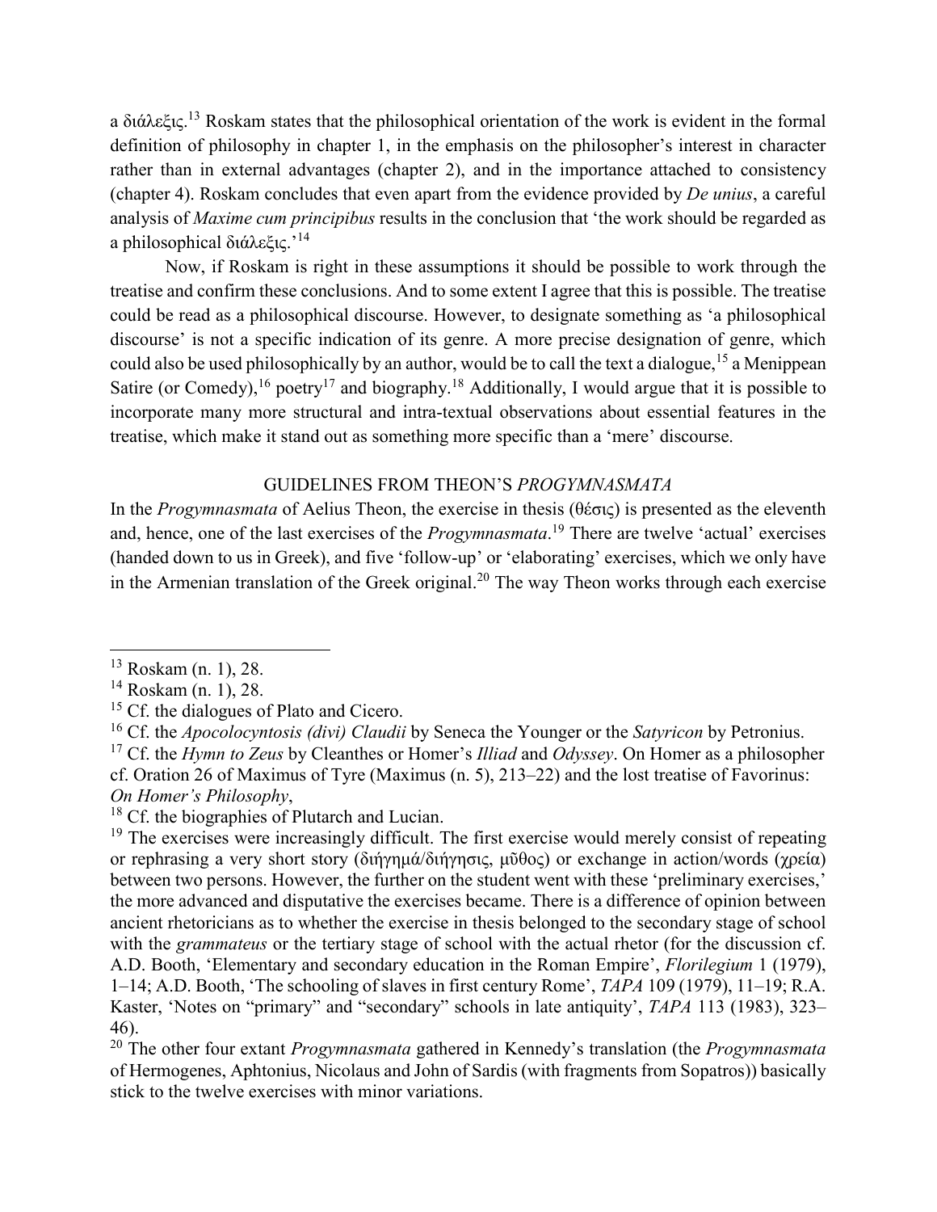a διάλεξις.[13] Roskam states that the philosophical orientation of the work is evident in the formal definition of philosophy in chapter 1, in the emphasis on the philosopher's interest in character rather than in external advantages (chapter 2), and in the importance attached to consistency (chapter 4). Roskam concludes that even apart from the evidence provided by *De unius*, a careful analysis of *Maxime cum principibus* results in the conclusion that 'the work should be regarded as a philosophical διάλεξις.'[14]

Now, if Roskam is right in these assumptions it should be possible to work through the treatise and confirm these conclusions. And to some extent I agree that this is possible. The treatise could be read as a philosophical discourse. However, to designate something as 'a philosophical discourse' is not a specific indication of its genre. A more precise designation of genre, which could also be used philosophically by an author, would be to call the text a dialogue,[15] a Menippean Satire (or Comedy),[16] poetry[17] and biography.[18] Additionally, I would argue that it is possible to incorporate many more structural and intra-textual observations about essential features in the treatise, which make it stand out as something more specific than a 'mere' discourse.

## GUIDELINES FROM THEON'S *PROGYMNASMATA*

In the *Progymnasmata* of Aelius Theon, the exercise in thesis (θέσις) is presented as the eleventh and, hence, one of the last exercises of the *Progymnasmata*.[19] There are twelve 'actual' exercises (handed down to us in Greek), and five 'follow-up' or 'elaborating' exercises, which we only have in the Armenian translation of the Greek original.[20] The way Theon works through each exercise

---

[13] Roskam (n. 1), 28.

[14] Roskam (n. 1), 28.

[15] Cf. the dialogues of Plato and Cicero.

[16] Cf. the *Apocolocyntosis (divi) Claudii* by Seneca the Younger or the *Satyricon* by Petronius.

[17] Cf. the *Hymn to Zeus* by Cleanthes or Homer's *Illiad* and *Odyssey*. On Homer as a philosopher cf. Oration 26 of Maximus of Tyre (Maximus (n. 5), 213–22) and the lost treatise of Favorinus: *On Homer's Philosophy*,

[18] Cf. the biographies of Plutarch and Lucian.

[19] The exercises were increasingly difficult. The first exercise would merely consist of repeating or rephrasing a very short story (διήγημά/διήγησις, μῦθος) or exchange in action/words (χρεία) between two persons. However, the further on the student went with these 'preliminary exercises,' the more advanced and disputative the exercises became. There is a difference of opinion between ancient rhetoricians as to whether the exercise in thesis belonged to the secondary stage of school with the *grammateus* or the tertiary stage of school with the actual rhetor (for the discussion cf. A.D. Booth, 'Elementary and secondary education in the Roman Empire', *Florilegium* 1 (1979), 1–14; A.D. Booth, 'The schooling of slaves in first century Rome', *TAPA* 109 (1979), 11–19; R.A. Kaster, 'Notes on "primary" and "secondary" schools in late antiquity', *TAPA* 113 (1983), 323–46).

[20] The other four extant *Progymnasmata* gathered in Kennedy's translation (the *Progymnasmata* of Hermogenes, Aphtonius, Nicolaus and John of Sardis (with fragments from Sopatros)) basically stick to the twelve exercises with minor variations.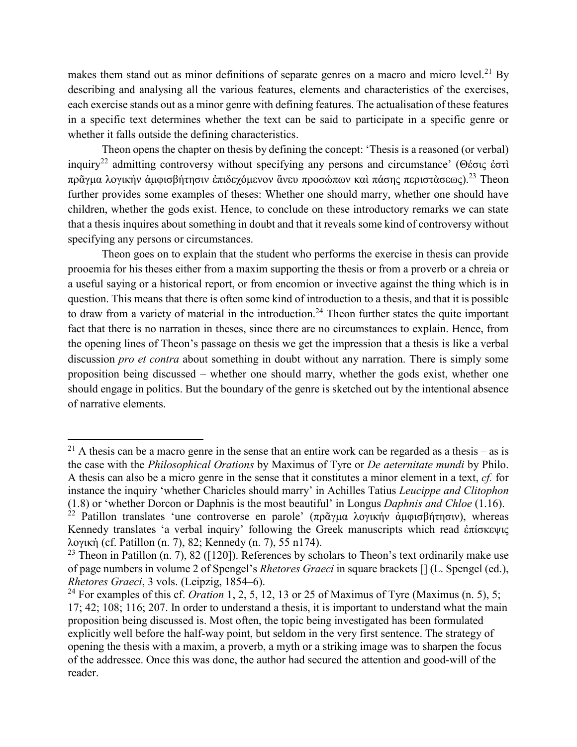makes them stand out as minor definitions of separate genres on a macro and micro level.[21] By describing and analysing all the various features, elements and characteristics of the exercises, each exercise stands out as a minor genre with defining features. The actualisation of these features in a specific text determines whether the text can be said to participate in a specific genre or whether it falls outside the defining characteristics.

Theon opens the chapter on thesis by defining the concept: 'Thesis is a reasoned (or verbal) inquiry[22] admitting controversy without specifying any persons and circumstance' (Θέσις ἐστὶ πρᾶγμα λογικήν ἀμφισβήτησιν ἐπιδεχόμενον ἄνευ προσώπων καὶ πάσης περιστὰσεως).[23] Theon further provides some examples of theses: Whether one should marry, whether one should have children, whether the gods exist. Hence, to conclude on these introductory remarks we can state that a thesis inquires about something in doubt and that it reveals some kind of controversy without specifying any persons or circumstances.

Theon goes on to explain that the student who performs the exercise in thesis can provide prooemia for his theses either from a maxim supporting the thesis or from a proverb or a chreia or a useful saying or a historical report, or from encomion or invective against the thing which is in question. This means that there is often some kind of introduction to a thesis, and that it is possible to draw from a variety of material in the introduction.[24] Theon further states the quite important fact that there is no narration in theses, since there are no circumstances to explain. Hence, from the opening lines of Theon's passage on thesis we get the impression that a thesis is like a verbal discussion *pro et contra* about something in doubt without any narration. There is simply some proposition being discussed – whether one should marry, whether the gods exist, whether one should engage in politics. But the boundary of the genre is sketched out by the intentional absence of narrative elements.

---

[21] A thesis can be a macro genre in the sense that an entire work can be regarded as a thesis – as is the case with the *Philosophical Orations* by Maximus of Tyre or *De aeternitate mundi* by Philo. A thesis can also be a micro genre in the sense that it constitutes a minor element in a text, *cf.* for instance the inquiry 'whether Charicles should marry' in Achilles Tatius *Leucippe and Clitophon* (1.8) or 'whether Dorcon or Daphnis is the most beautiful' in Longus *Daphnis and Chloe* (1.16).

[22] Patillon translates 'une controverse en parole' (πρᾶγμα λογικήν ἀμφισβήτησιν), whereas Kennedy translates 'a verbal inquiry' following the Greek manuscripts which read ἐπίσκεψις λογική (cf. Patillon (n. 7), 82; Kennedy (n. 7), 55 n174).

[23] Theon in Patillon (n. 7), 82 ([120]). References by scholars to Theon's text ordinarily make use of page numbers in volume 2 of Spengel's *Rhetores Graeci* in square brackets [] (L. Spengel (ed.), *Rhetores Graeci*, 3 vols. (Leipzig, 1854–6).

[24] For examples of this cf. *Oration* 1, 2, 5, 12, 13 or 25 of Maximus of Tyre (Maximus (n. 5), 5; 17; 42; 108; 116; 207. In order to understand a thesis, it is important to understand what the main proposition being discussed is. Most often, the topic being investigated has been formulated explicitly well before the half-way point, but seldom in the very first sentence. The strategy of opening the thesis with a maxim, a proverb, a myth or a striking image was to sharpen the focus of the addressee. Once this was done, the author had secured the attention and good-will of the reader.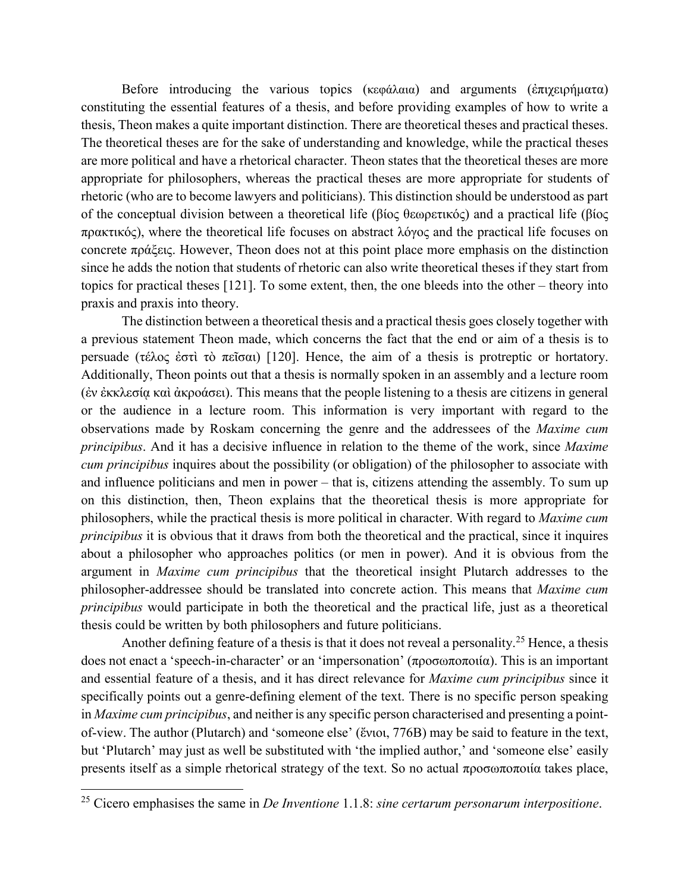Before introducing the various topics (κεφάλαια) and arguments (ἐπιχειρήματα) constituting the essential features of a thesis, and before providing examples of how to write a thesis, Theon makes a quite important distinction. There are theoretical theses and practical theses. The theoretical theses are for the sake of understanding and knowledge, while the practical theses are more political and have a rhetorical character. Theon states that the theoretical theses are more appropriate for philosophers, whereas the practical theses are more appropriate for students of rhetoric (who are to become lawyers and politicians). This distinction should be understood as part of the conceptual division between a theoretical life (βίος θεωρετικός) and a practical life (βίος πρακτικός), where the theoretical life focuses on abstract λόγος and the practical life focuses on concrete πράξεις. However, Theon does not at this point place more emphasis on the distinction since he adds the notion that students of rhetoric can also write theoretical theses if they start from topics for practical theses [121]. To some extent, then, the one bleeds into the other – theory into praxis and praxis into theory.

The distinction between a theoretical thesis and a practical thesis goes closely together with a previous statement Theon made, which concerns the fact that the end or aim of a thesis is to persuade (τέλος ἐστὶ τὸ πεῖσαι) [120]. Hence, the aim of a thesis is protreptic or hortatory. Additionally, Theon points out that a thesis is normally spoken in an assembly and a lecture room (ἐν ἐκκλεσίᾳ καὶ ἀκροάσει). This means that the people listening to a thesis are citizens in general or the audience in a lecture room. This information is very important with regard to the observations made by Roskam concerning the genre and the addressees of the *Maxime cum principibus*. And it has a decisive influence in relation to the theme of the work, since *Maxime cum principibus* inquires about the possibility (or obligation) of the philosopher to associate with and influence politicians and men in power – that is, citizens attending the assembly. To sum up on this distinction, then, Theon explains that the theoretical thesis is more appropriate for philosophers, while the practical thesis is more political in character. With regard to *Maxime cum principibus* it is obvious that it draws from both the theoretical and the practical, since it inquires about a philosopher who approaches politics (or men in power). And it is obvious from the argument in *Maxime cum principibus* that the theoretical insight Plutarch addresses to the philosopher-addressee should be translated into concrete action. This means that *Maxime cum principibus* would participate in both the theoretical and the practical life, just as a theoretical thesis could be written by both philosophers and future politicians.

Another defining feature of a thesis is that it does not reveal a personality.[25] Hence, a thesis does not enact a 'speech-in-character' or an 'impersonation' (προσωποποιία). This is an important and essential feature of a thesis, and it has direct relevance for *Maxime cum principibus* since it specifically points out a genre-defining element of the text. There is no specific person speaking in *Maxime cum principibus*, and neither is any specific person characterised and presenting a point-of-view. The author (Plutarch) and 'someone else' (ἔνιοι, 776B) may be said to feature in the text, but 'Plutarch' may just as well be substituted with 'the implied author,' and 'someone else' easily presents itself as a simple rhetorical strategy of the text. So no actual προσωποποιία takes place,

[25] Cicero emphasises the same in *De Inventione* 1.1.8: *sine certarum personarum interpositione*.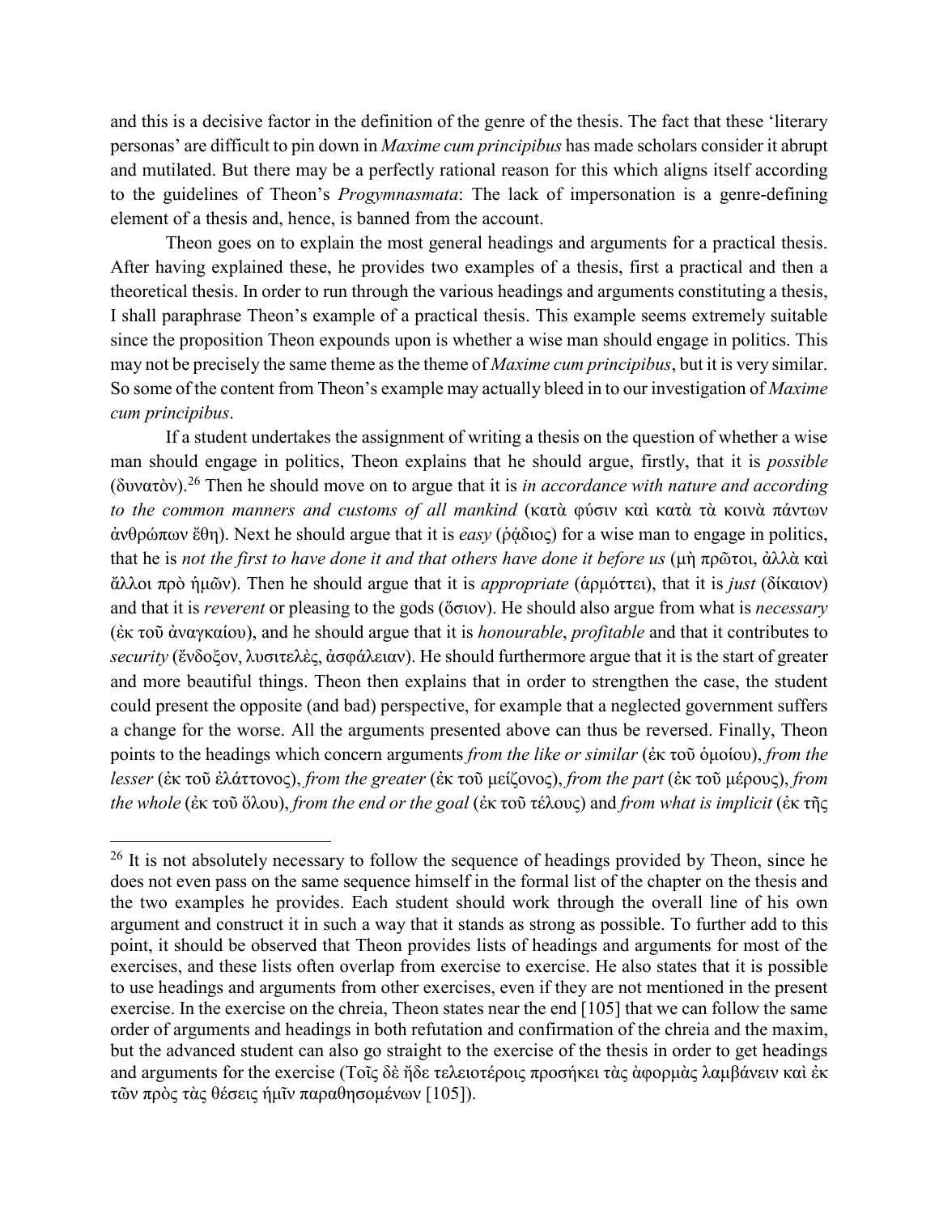and this is a decisive factor in the definition of the genre of the thesis. The fact that these 'literary personas' are difficult to pin down in *Maxime cum principibus* has made scholars consider it abrupt and mutilated. But there may be a perfectly rational reason for this which aligns itself according to the guidelines of Theon's *Progymnasmata*: The lack of impersonation is a genre-defining element of a thesis and, hence, is banned from the account.

Theon goes on to explain the most general headings and arguments for a practical thesis. After having explained these, he provides two examples of a thesis, first a practical and then a theoretical thesis. In order to run through the various headings and arguments constituting a thesis, I shall paraphrase Theon's example of a practical thesis. This example seems extremely suitable since the proposition Theon expounds upon is whether a wise man should engage in politics. This may not be precisely the same theme as the theme of *Maxime cum principibus*, but it is very similar. So some of the content from Theon's example may actually bleed in to our investigation of *Maxime cum principibus*.

If a student undertakes the assignment of writing a thesis on the question of whether a wise man should engage in politics, Theon explains that he should argue, firstly, that it is *possible* (δυνατὸν).[26] Then he should move on to argue that it is *in accordance with nature and according to the common manners and customs of all mankind* (κατὰ φύσιν καὶ κατὰ τὰ κοινὰ πάντων ἀνθρώπων ἔθη). Next he should argue that it is *easy* (ῥᾴδιος) for a wise man to engage in politics, that he is *not the first to have done it and that others have done it before us* (μὴ πρῶτοι, ἀλλὰ καὶ ἄλλοι πρὸ ἡμῶν). Then he should argue that it is *appropriate* (ἁρμόττει), that it is *just* (δίκαιον) and that it is *reverent* or pleasing to the gods (ὅσιον). He should also argue from what is *necessary* (ἐκ τοῦ ἀναγκαίου), and he should argue that it is *honourable*, *profitable* and that it contributes to *security* (ἔνδοξον, λυσιτελὲς, ἀσφάλειαν). He should furthermore argue that it is the start of greater and more beautiful things. Theon then explains that in order to strengthen the case, the student could present the opposite (and bad) perspective, for example that a neglected government suffers a change for the worse. All the arguments presented above can thus be reversed. Finally, Theon points to the headings which concern arguments *from the like or similar* (ἐκ τοῦ ὁμοίου), *from the lesser* (ἐκ τοῦ ἐλάττονος), *from the greater* (ἐκ τοῦ μείζονος), *from the part* (ἐκ τοῦ μέρους), *from the whole* (ἐκ τοῦ ὅλου), *from the end or the goal* (ἐκ τοῦ τέλους) and *from what is implicit* (ἐκ τῆς

---

[26] It is not absolutely necessary to follow the sequence of headings provided by Theon, since he does not even pass on the same sequence himself in the formal list of the chapter on the thesis and the two examples he provides. Each student should work through the overall line of his own argument and construct it in such a way that it stands as strong as possible. To further add to this point, it should be observed that Theon provides lists of headings and arguments for most of the exercises, and these lists often overlap from exercise to exercise. He also states that it is possible to use headings and arguments from other exercises, even if they are not mentioned in the present exercise. In the exercise on the chreia, Theon states near the end [105] that we can follow the same order of arguments and headings in both refutation and confirmation of the chreia and the maxim, but the advanced student can also go straight to the exercise of the thesis in order to get headings and arguments for the exercise (Τοῖς δὲ ἤδε τελειοτέροις προσήκει τὰς ἀφορμὰς λαμβάνειν καὶ ἐκ τῶν πρὸς τὰς θέσεις ἡμῖν παραθησομένων [105]).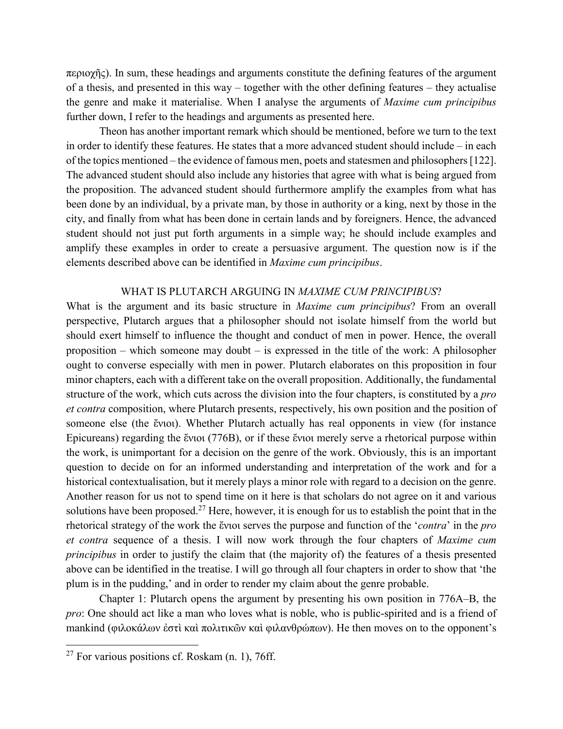περιοχῆς). In sum, these headings and arguments constitute the defining features of the argument of a thesis, and presented in this way – together with the other defining features – they actualise the genre and make it materialise. When I analyse the arguments of *Maxime cum principibus* further down, I refer to the headings and arguments as presented here.

Theon has another important remark which should be mentioned, before we turn to the text in order to identify these features. He states that a more advanced student should include – in each of the topics mentioned – the evidence of famous men, poets and statesmen and philosophers [122]. The advanced student should also include any histories that agree with what is being argued from the proposition. The advanced student should furthermore amplify the examples from what has been done by an individual, by a private man, by those in authority or a king, next by those in the city, and finally from what has been done in certain lands and by foreigners. Hence, the advanced student should not just put forth arguments in a simple way; he should include examples and amplify these examples in order to create a persuasive argument. The question now is if the elements described above can be identified in *Maxime cum principibus*.

## WHAT IS PLUTARCH ARGUING IN *MAXIME CUM PRINCIPIBUS*?

What is the argument and its basic structure in *Maxime cum principibus*? From an overall perspective, Plutarch argues that a philosopher should not isolate himself from the world but should exert himself to influence the thought and conduct of men in power. Hence, the overall proposition – which someone may doubt – is expressed in the title of the work: A philosopher ought to converse especially with men in power. Plutarch elaborates on this proposition in four minor chapters, each with a different take on the overall proposition. Additionally, the fundamental structure of the work, which cuts across the division into the four chapters, is constituted by a *pro et contra* composition, where Plutarch presents, respectively, his own position and the position of someone else (the ἔνιοι). Whether Plutarch actually has real opponents in view (for instance Epicureans) regarding the ἔνιοι (776B), or if these ἔνιοι merely serve a rhetorical purpose within the work, is unimportant for a decision on the genre of the work. Obviously, this is an important question to decide on for an informed understanding and interpretation of the work and for a historical contextualisation, but it merely plays a minor role with regard to a decision on the genre. Another reason for us not to spend time on it here is that scholars do not agree on it and various solutions have been proposed.[27] Here, however, it is enough for us to establish the point that in the rhetorical strategy of the work the ἔνιοι serves the purpose and function of the '*contra*' in the *pro et contra* sequence of a thesis. I will now work through the four chapters of *Maxime cum principibus* in order to justify the claim that (the majority of) the features of a thesis presented above can be identified in the treatise. I will go through all four chapters in order to show that 'the plum is in the pudding,' and in order to render my claim about the genre probable.

Chapter 1: Plutarch opens the argument by presenting his own position in 776A–B, the *pro*: One should act like a man who loves what is noble, who is public-spirited and is a friend of mankind (φιλοκάλων ἐστὶ καὶ πολιτικῶν καὶ φιλανθρώπων). He then moves on to the opponent's

---

[27] For various positions cf. Roskam (n. 1), 76ff.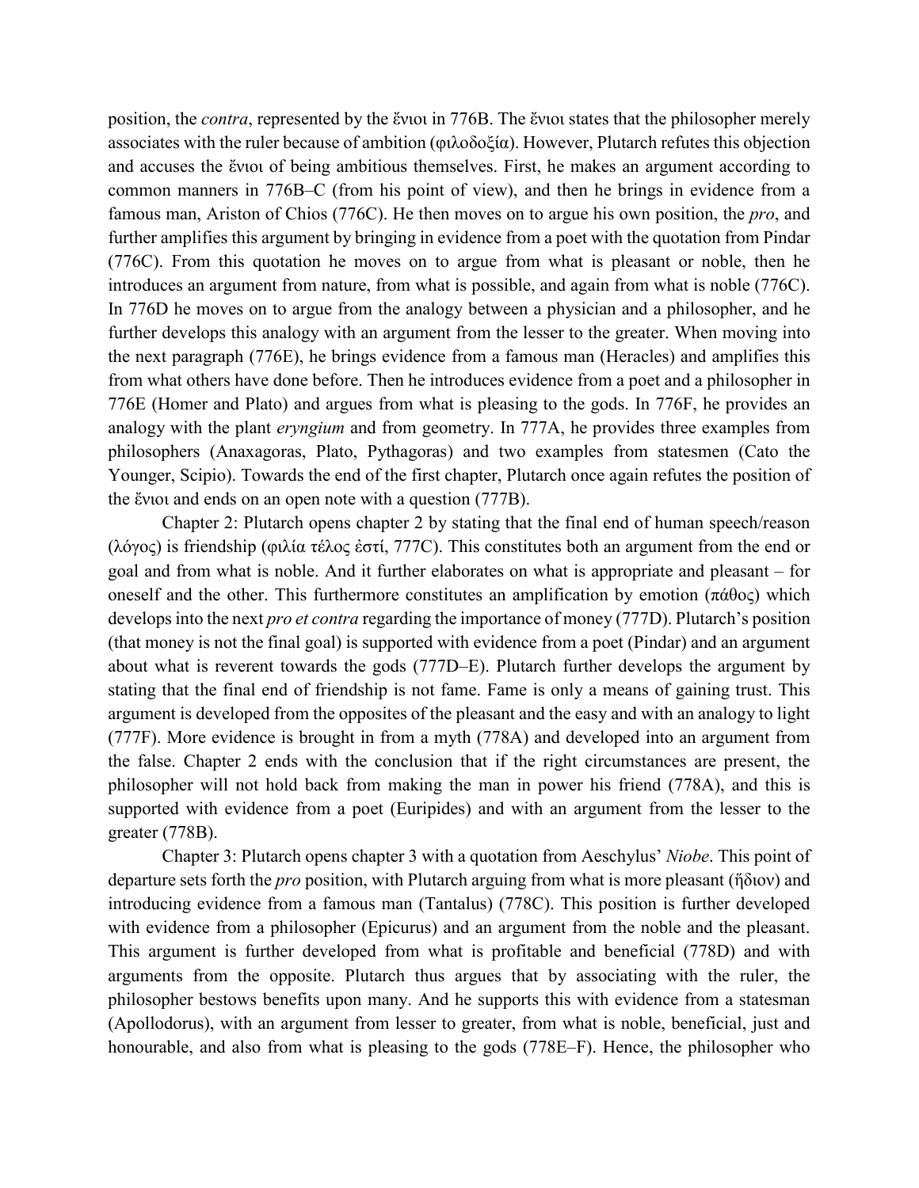position, the *contra*, represented by the ἔνιοι in 776B. The ἔνιοι states that the philosopher merely associates with the ruler because of ambition (φιλοδοξία). However, Plutarch refutes this objection and accuses the ἔνιοι of being ambitious themselves. First, he makes an argument according to common manners in 776B–C (from his point of view), and then he brings in evidence from a famous man, Ariston of Chios (776C). He then moves on to argue his own position, the *pro*, and further amplifies this argument by bringing in evidence from a poet with the quotation from Pindar (776C). From this quotation he moves on to argue from what is pleasant or noble, then he introduces an argument from nature, from what is possible, and again from what is noble (776C). In 776D he moves on to argue from the analogy between a physician and a philosopher, and he further develops this analogy with an argument from the lesser to the greater. When moving into the next paragraph (776E), he brings evidence from a famous man (Heracles) and amplifies this from what others have done before. Then he introduces evidence from a poet and a philosopher in 776E (Homer and Plato) and argues from what is pleasing to the gods. In 776F, he provides an analogy with the plant *eryngium* and from geometry. In 777A, he provides three examples from philosophers (Anaxagoras, Plato, Pythagoras) and two examples from statesmen (Cato the Younger, Scipio). Towards the end of the first chapter, Plutarch once again refutes the position of the ἔνιοι and ends on an open note with a question (777B).

Chapter 2: Plutarch opens chapter 2 by stating that the final end of human speech/reason (λόγος) is friendship (φιλία τέλος ἐστί, 777C). This constitutes both an argument from the end or goal and from what is noble. And it further elaborates on what is appropriate and pleasant – for oneself and the other. This furthermore constitutes an amplification by emotion (πάθος) which develops into the next *pro et contra* regarding the importance of money (777D). Plutarch's position (that money is not the final goal) is supported with evidence from a poet (Pindar) and an argument about what is reverent towards the gods (777D–E). Plutarch further develops the argument by stating that the final end of friendship is not fame. Fame is only a means of gaining trust. This argument is developed from the opposites of the pleasant and the easy and with an analogy to light (777F). More evidence is brought in from a myth (778A) and developed into an argument from the false. Chapter 2 ends with the conclusion that if the right circumstances are present, the philosopher will not hold back from making the man in power his friend (778A), and this is supported with evidence from a poet (Euripides) and with an argument from the lesser to the greater (778B).

Chapter 3: Plutarch opens chapter 3 with a quotation from Aeschylus' *Niobe*. This point of departure sets forth the *pro* position, with Plutarch arguing from what is more pleasant (ἥδιον) and introducing evidence from a famous man (Tantalus) (778C). This position is further developed with evidence from a philosopher (Epicurus) and an argument from the noble and the pleasant. This argument is further developed from what is profitable and beneficial (778D) and with arguments from the opposite. Plutarch thus argues that by associating with the ruler, the philosopher bestows benefits upon many. And he supports this with evidence from a statesman (Apollodorus), with an argument from lesser to greater, from what is noble, beneficial, just and honourable, and also from what is pleasing to the gods (778E–F). Hence, the philosopher who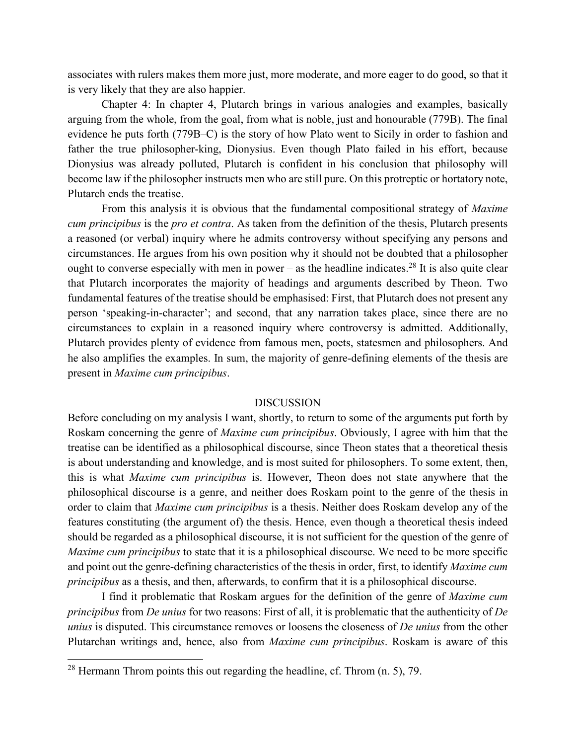associates with rulers makes them more just, more moderate, and more eager to do good, so that it is very likely that they are also happier.

Chapter 4: In chapter 4, Plutarch brings in various analogies and examples, basically arguing from the whole, from the goal, from what is noble, just and honourable (779B). The final evidence he puts forth (779B–C) is the story of how Plato went to Sicily in order to fashion and father the true philosopher-king, Dionysius. Even though Plato failed in his effort, because Dionysius was already polluted, Plutarch is confident in his conclusion that philosophy will become law if the philosopher instructs men who are still pure. On this protreptic or hortatory note, Plutarch ends the treatise.

From this analysis it is obvious that the fundamental compositional strategy of *Maxime cum principibus* is the *pro et contra*. As taken from the definition of the thesis, Plutarch presents a reasoned (or verbal) inquiry where he admits controversy without specifying any persons and circumstances. He argues from his own position why it should not be doubted that a philosopher ought to converse especially with men in power – as the headline indicates.[28] It is also quite clear that Plutarch incorporates the majority of headings and arguments described by Theon. Two fundamental features of the treatise should be emphasised: First, that Plutarch does not present any person 'speaking-in-character'; and second, that any narration takes place, since there are no circumstances to explain in a reasoned inquiry where controversy is admitted. Additionally, Plutarch provides plenty of evidence from famous men, poets, statesmen and philosophers. And he also amplifies the examples. In sum, the majority of genre-defining elements of the thesis are present in *Maxime cum principibus*.

## DISCUSSION

Before concluding on my analysis I want, shortly, to return to some of the arguments put forth by Roskam concerning the genre of *Maxime cum principibus*. Obviously, I agree with him that the treatise can be identified as a philosophical discourse, since Theon states that a theoretical thesis is about understanding and knowledge, and is most suited for philosophers. To some extent, then, this is what *Maxime cum principibus* is. However, Theon does not state anywhere that the philosophical discourse is a genre, and neither does Roskam point to the genre of the thesis in order to claim that *Maxime cum principibus* is a thesis. Neither does Roskam develop any of the features constituting (the argument of) the thesis. Hence, even though a theoretical thesis indeed should be regarded as a philosophical discourse, it is not sufficient for the question of the genre of *Maxime cum principibus* to state that it is a philosophical discourse. We need to be more specific and point out the genre-defining characteristics of the thesis in order, first, to identify *Maxime cum principibus* as a thesis, and then, afterwards, to confirm that it is a philosophical discourse.

I find it problematic that Roskam argues for the definition of the genre of *Maxime cum principibus* from *De unius* for two reasons: First of all, it is problematic that the authenticity of *De unius* is disputed. This circumstance removes or loosens the closeness of *De unius* from the other Plutarchan writings and, hence, also from *Maxime cum principibus*. Roskam is aware of this

[28] Hermann Throm points this out regarding the headline, cf. Throm (n. 5), 79.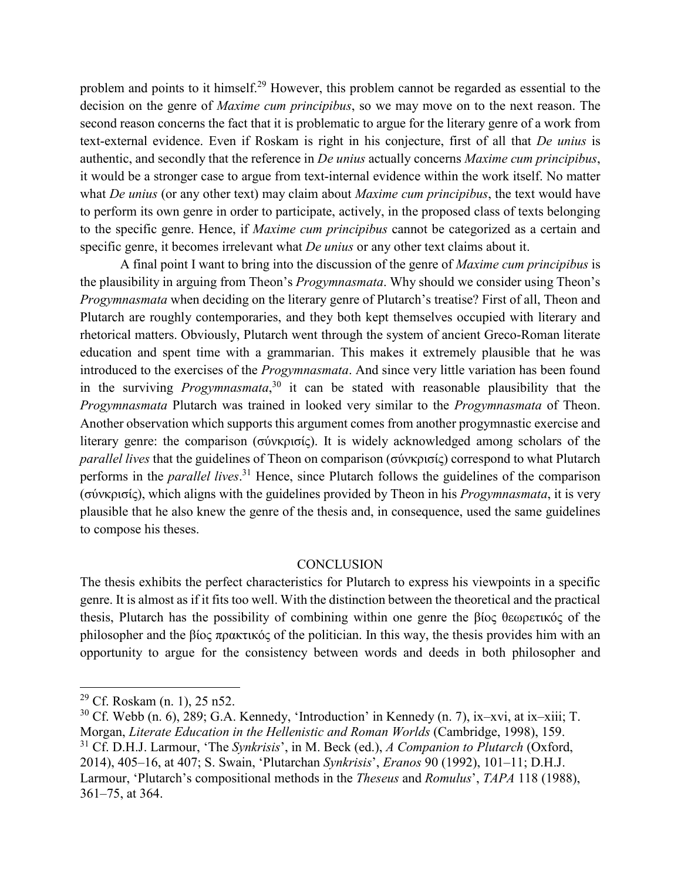problem and points to it himself.[29] However, this problem cannot be regarded as essential to the decision on the genre of *Maxime cum principibus*, so we may move on to the next reason. The second reason concerns the fact that it is problematic to argue for the literary genre of a work from text-external evidence. Even if Roskam is right in his conjecture, first of all that *De unius* is authentic, and secondly that the reference in *De unius* actually concerns *Maxime cum principibus*, it would be a stronger case to argue from text-internal evidence within the work itself. No matter what *De unius* (or any other text) may claim about *Maxime cum principibus*, the text would have to perform its own genre in order to participate, actively, in the proposed class of texts belonging to the specific genre. Hence, if *Maxime cum principibus* cannot be categorized as a certain and specific genre, it becomes irrelevant what *De unius* or any other text claims about it.

A final point I want to bring into the discussion of the genre of *Maxime cum principibus* is the plausibility in arguing from Theon's *Progymnasmata*. Why should we consider using Theon's *Progymnasmata* when deciding on the literary genre of Plutarch's treatise? First of all, Theon and Plutarch are roughly contemporaries, and they both kept themselves occupied with literary and rhetorical matters. Obviously, Plutarch went through the system of ancient Greco-Roman literate education and spent time with a grammarian. This makes it extremely plausible that he was introduced to the exercises of the *Progymnasmata*. And since very little variation has been found in the surviving *Progymnasmata*,[30] it can be stated with reasonable plausibility that the *Progymnasmata* Plutarch was trained in looked very similar to the *Progymnasmata* of Theon. Another observation which supports this argument comes from another progymnastic exercise and literary genre: the comparison (σύνκρισίς). It is widely acknowledged among scholars of the *parallel lives* that the guidelines of Theon on comparison (σύνκρισίς) correspond to what Plutarch performs in the *parallel lives*.[31] Hence, since Plutarch follows the guidelines of the comparison (σύνκρισίς), which aligns with the guidelines provided by Theon in his *Progymnasmata*, it is very plausible that he also knew the genre of the thesis and, in consequence, used the same guidelines to compose his theses.

## CONCLUSION

The thesis exhibits the perfect characteristics for Plutarch to express his viewpoints in a specific genre. It is almost as if it fits too well. With the distinction between the theoretical and the practical thesis, Plutarch has the possibility of combining within one genre the βίος θεωρετικός of the philosopher and the βίος πρακτικός of the politician. In this way, the thesis provides him with an opportunity to argue for the consistency between words and deeds in both philosopher and

---

[29] Cf. Roskam (n. 1), 25 n52.

[30] Cf. Webb (n. 6), 289; G.A. Kennedy, 'Introduction' in Kennedy (n. 7), ix–xvi, at ix–xiii; T. Morgan, *Literate Education in the Hellenistic and Roman Worlds* (Cambridge, 1998), 159.

[31] Cf. D.H.J. Larmour, 'The *Synkrisis*', in M. Beck (ed.), *A Companion to Plutarch* (Oxford, 2014), 405–16, at 407; S. Swain, 'Plutarchan *Synkrisis*', *Eranos* 90 (1992), 101–11; D.H.J. Larmour, 'Plutarch's compositional methods in the *Theseus* and *Romulus*', *TAPA* 118 (1988), 361–75, at 364.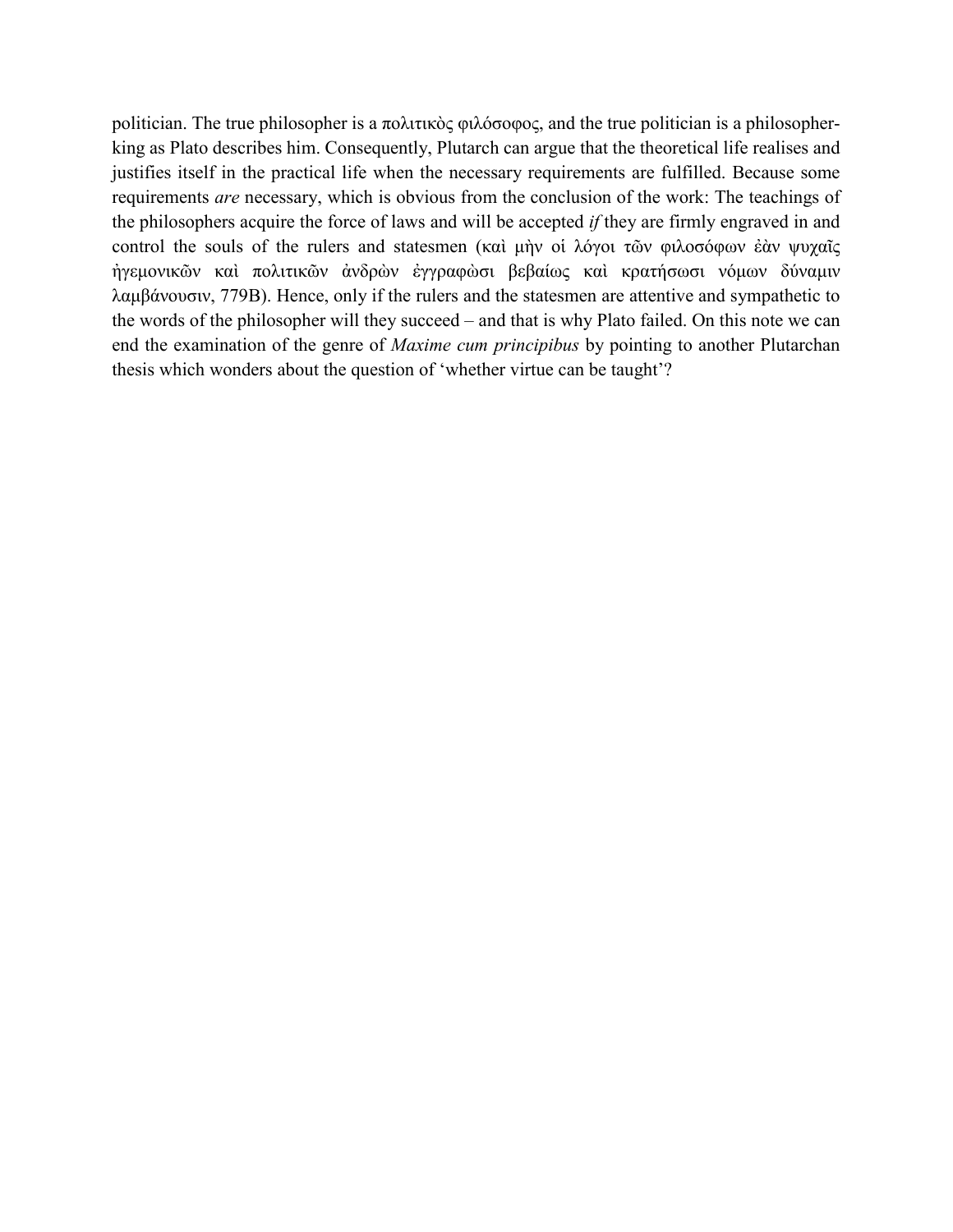politician. The true philosopher is a πολιτικὸς φιλόσοφος, and the true politician is a philosopher-king as Plato describes him. Consequently, Plutarch can argue that the theoretical life realises and justifies itself in the practical life when the necessary requirements are fulfilled. Because some requirements *are* necessary, which is obvious from the conclusion of the work: The teachings of the philosophers acquire the force of laws and will be accepted *if* they are firmly engraved in and control the souls of the rulers and statesmen (καὶ μὴν οἱ λόγοι τῶν φιλοσόφων ἐὰν ψυχαῖς ἡγεμονικῶν καὶ πολιτικῶν ἀνδρῶν ἐγγραφῶσι βεβαίως καὶ κρατήσωσι νόμων δύναμιν λαμβάνουσιν, 779B). Hence, only if the rulers and the statesmen are attentive and sympathetic to the words of the philosopher will they succeed – and that is why Plato failed. On this note we can end the examination of the genre of *Maxime cum principibus* by pointing to another Plutarchan thesis which wonders about the question of 'whether virtue can be taught'?